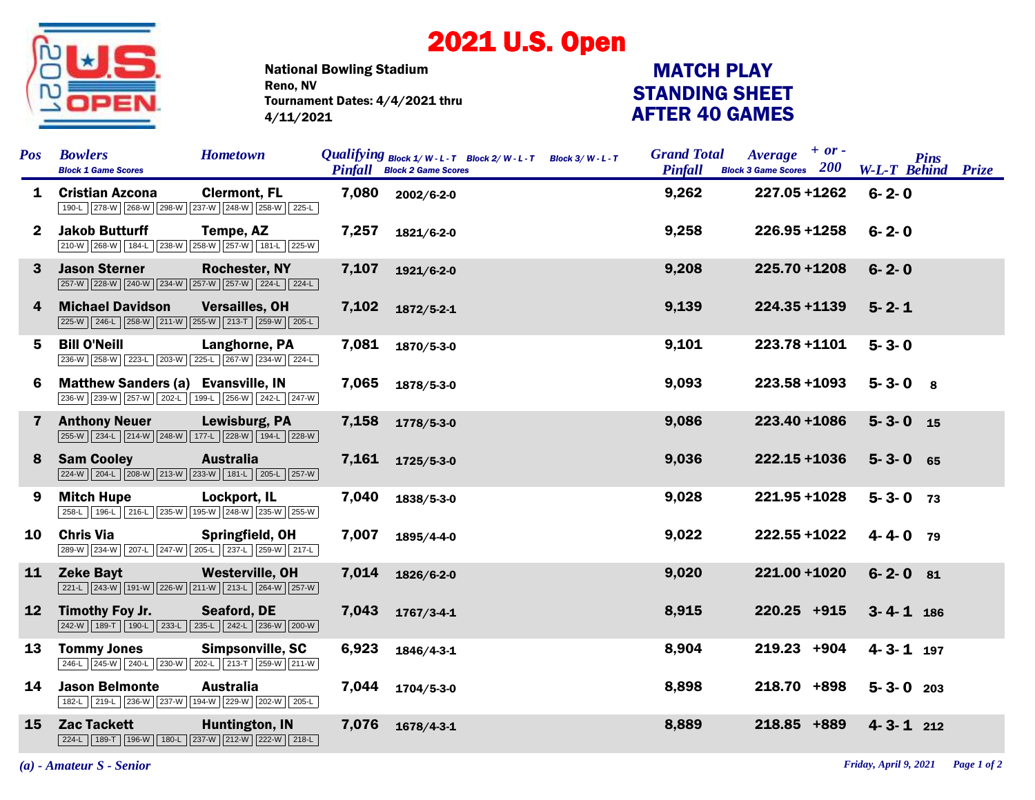# 2021 U.S. Open

National Bowling Stadium
Reno, NV
Tournament Dates: 4/4/2021 thru 4/11/2021

## MATCH PLAY STANDING SHEET AFTER 40 GAMES

| Pos | Bowlers / Block 1 Game Scores | Hometown | Qualifying Pinfall | Block 1/ W-L-T | Block 2/ W-L-T | Block 3/ W-L-T | Grand Total Pinfall | Average | + or - 200 | W-L-T | Pins Behind | Prize |
|---|---|---|---|---|---|---|---|---|---|---|---|---|
| 1 | Cristian Azcona<br>190-L 278-W 268-W 298-W 237-W 248-W 258-W 225-L | Clermont, FL | 7,080 | 2002/6-2-0 | | | 9,262 | 227.05 | +1262 | 6-2-0 | | |
| 2 | Jakob Butturff<br>210-W 268-W 184-L 238-W 258-W 257-W 181-L 225-W | Tempe, AZ | 7,257 | 1821/6-2-0 | | | 9,258 | 226.95 | +1258 | 6-2-0 | | |
| 3 | Jason Sterner<br>257-W 228-W 240-W 234-W 257-W 257-W 224-L 224-L | Rochester, NY | 7,107 | 1921/6-2-0 | | | 9,208 | 225.70 | +1208 | 6-2-0 | | |
| 4 | Michael Davidson<br>225-W 246-L 258-W 211-W 255-W 213-T 259-W 205-L | Versailles, OH | 7,102 | 1872/5-2-1 | | | 9,139 | 224.35 | +1139 | 5-2-1 | | |
| 5 | Bill O'Neill<br>236-W 258-W 223-L 203-W 225-L 267-W 234-W 224-L | Langhorne, PA | 7,081 | 1870/5-3-0 | | | 9,101 | 223.78 | +1101 | 5-3-0 | | |
| 6 | Matthew Sanders (a)<br>236-W 239-W 257-W 202-L 199-L 256-W 242-L 247-W | Evansville, IN | 7,065 | 1878/5-3-0 | | | 9,093 | 223.58 | +1093 | 5-3-0 | 8 | |
| 7 | Anthony Neuer<br>255-W 234-L 214-W 248-W 177-L 228-W 194-L 228-W | Lewisburg, PA | 7,158 | 1778/5-3-0 | | | 9,086 | 223.40 | +1086 | 5-3-0 | 15 | |
| 8 | Sam Cooley<br>224-W 204-L 208-W 213-W 233-W 181-L 205-L 257-W | Australia | 7,161 | 1725/5-3-0 | | | 9,036 | 222.15 | +1036 | 5-3-0 | 65 | |
| 9 | Mitch Hupe<br>258-L 196-L 216-L 235-W 195-W 248-W 235-W 255-W | Lockport, IL | 7,040 | 1838/5-3-0 | | | 9,028 | 221.95 | +1028 | 5-3-0 | 73 | |
| 10 | Chris Via<br>289-W 234-W 207-L 247-W 205-L 237-L 259-W 217-L | Springfield, OH | 7,007 | 1895/4-4-0 | | | 9,022 | 222.55 | +1022 | 4-4-0 | 79 | |
| 11 | Zeke Bayt<br>221-L 243-W 191-W 226-W 211-W 213-L 264-W 257-W | Westerville, OH | 7,014 | 1826/6-2-0 | | | 9,020 | 221.00 | +1020 | 6-2-0 | 81 | |
| 12 | Timothy Foy Jr.<br>242-W 189-T 190-L 233-L 235-L 242-L 236-W 200-W | Seaford, DE | 7,043 | 1767/3-4-1 | | | 8,915 | 220.25 | +915 | 3-4-1 | 186 | |
| 13 | Tommy Jones<br>246-L 245-W 240-L 230-W 202-L 213-T 259-W 211-W | Simpsonville, SC | 6,923 | 1846/4-3-1 | | | 8,904 | 219.23 | +904 | 4-3-1 | 197 | |
| 14 | Jason Belmonte<br>182-L 219-L 236-W 237-W 194-W 229-W 202-W 205-L | Australia | 7,044 | 1704/5-3-0 | | | 8,898 | 218.70 | +898 | 5-3-0 | 203 | |
| 15 | Zac Tackett<br>224-L 189-T 196-W 180-L 237-W 212-W 222-W 218-L | Huntington, IN | 7,076 | 1678/4-3-1 | | | 8,889 | 218.85 | +889 | 4-3-1 | 212 | |

*(a) - Amateur S - Senior*

*Friday, April 9, 2021*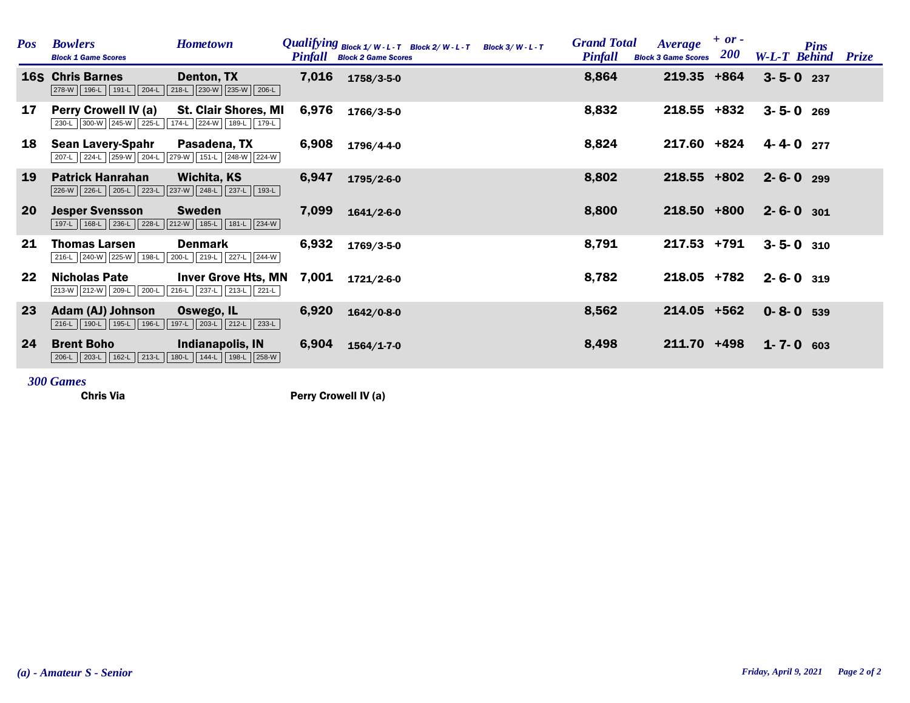| Pos | Bowlers<br>Block 1 Game Scores | Hometown | Qualifying Pinfall | Block 1/ W - L - T<br>Block 2 Game Scores | Block 2/ W - L - T | Block 3/ W - L - T | Grand Total Pinfall | Average<br>Block 3 Game Scores | + or - 200 | W-L-T | Pins Behind | Prize |
|---|---|---|---|---|---|---|---|---|---|---|---|---|
| 16S | Chris Barnes<br>278-W 196-L 191-L 204-L 218-L 230-W 235-W 206-L | Denton, TX | 7,016 | 1758/3-5-0 | | | 8,864 | 219.35 | +864 | 3- 5- 0 | 237 | |
| 17 | Perry Crowell IV (a)<br>230-L 300-W 245-W 225-L 174-L 224-W 189-L 179-L | St. Clair Shores, MI | 6,976 | 1766/3-5-0 | | | 8,832 | 218.55 | +832 | 3- 5- 0 | 269 | |
| 18 | Sean Lavery-Spahr<br>207-L 224-L 259-W 204-L 279-W 151-L 248-W 224-W | Pasadena, TX | 6,908 | 1796/4-4-0 | | | 8,824 | 217.60 | +824 | 4- 4- 0 | 277 | |
| 19 | Patrick Hanrahan<br>226-W 226-L 205-L 223-L 237-W 248-L 237-L 193-L | Wichita, KS | 6,947 | 1795/2-6-0 | | | 8,802 | 218.55 | +802 | 2- 6- 0 | 299 | |
| 20 | Jesper Svensson<br>197-L 168-L 236-L 228-L 212-W 185-L 181-L 234-W | Sweden | 7,099 | 1641/2-6-0 | | | 8,800 | 218.50 | +800 | 2- 6- 0 | 301 | |
| 21 | Thomas Larsen<br>216-L 240-W 225-W 198-L 200-L 219-L 227-L 244-W | Denmark | 6,932 | 1769/3-5-0 | | | 8,791 | 217.53 | +791 | 3- 5- 0 | 310 | |
| 22 | Nicholas Pate<br>213-W 212-W 209-L 200-L 216-L 237-L 213-L 221-L | Inver Grove Hts, MN | 7,001 | 1721/2-6-0 | | | 8,782 | 218.05 | +782 | 2- 6- 0 | 319 | |
| 23 | Adam (AJ) Johnson<br>216-L 190-L 195-L 196-L 197-L 203-L 212-L 233-L | Oswego, IL | 6,920 | 1642/0-8-0 | | | 8,562 | 214.05 | +562 | 0- 8- 0 | 539 | |
| 24 | Brent Boho<br>206-L 203-L 162-L 213-L 180-L 144-L 198-L 258-W | Indianapolis, IN | 6,904 | 1564/1-7-0 | | | 8,498 | 211.70 | +498 | 1- 7- 0 | 603 | |

*300 Games*

Chris Via

Perry Crowell IV (a)

*(a) - Amateur S - Senior*

*Friday, April 9, 2021*